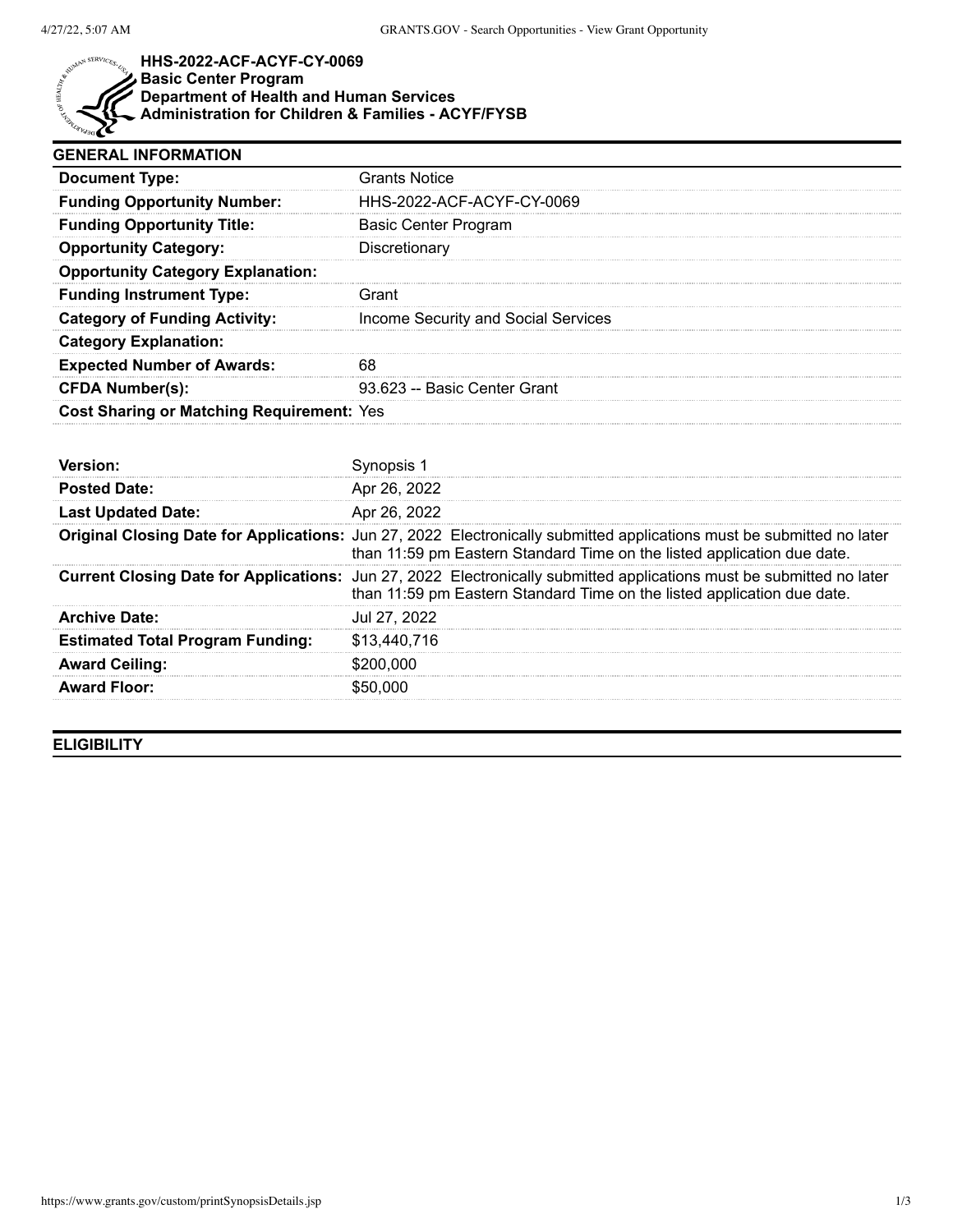# HHS-2022-ACF-ACYF-CY-0069
## Basic Center Program
## Department of Health and Human Services
## Administration for Children & Families - ACYF/FYSB

### GENERAL INFORMATION

| | |
|---|---|
| **Document Type:** | Grants Notice |
| **Funding Opportunity Number:** | HHS-2022-ACF-ACYF-CY-0069 |
| **Funding Opportunity Title:** | Basic Center Program |
| **Opportunity Category:** | Discretionary |
| **Opportunity Category Explanation:** | |
| **Funding Instrument Type:** | Grant |
| **Category of Funding Activity:** | Income Security and Social Services |
| **Category Explanation:** | |
| **Expected Number of Awards:** | 68 |
| **CFDA Number(s):** | 93.623 -- Basic Center Grant |
| **Cost Sharing or Matching Requirement:** | Yes |

| | |
|---|---|
| **Version:** | Synopsis 1 |
| **Posted Date:** | Apr 26, 2022 |
| **Last Updated Date:** | Apr 26, 2022 |
| **Original Closing Date for Applications:** | Jun 27, 2022 Electronically submitted applications must be submitted no later than 11:59 pm Eastern Standard Time on the listed application due date. |
| **Current Closing Date for Applications:** | Jun 27, 2022 Electronically submitted applications must be submitted no later than 11:59 pm Eastern Standard Time on the listed application due date. |
| **Archive Date:** | Jul 27, 2022 |
| **Estimated Total Program Funding:** | $13,440,716 |
| **Award Ceiling:** | $200,000 |
| **Award Floor:** | $50,000 |

### ELIGIBILITY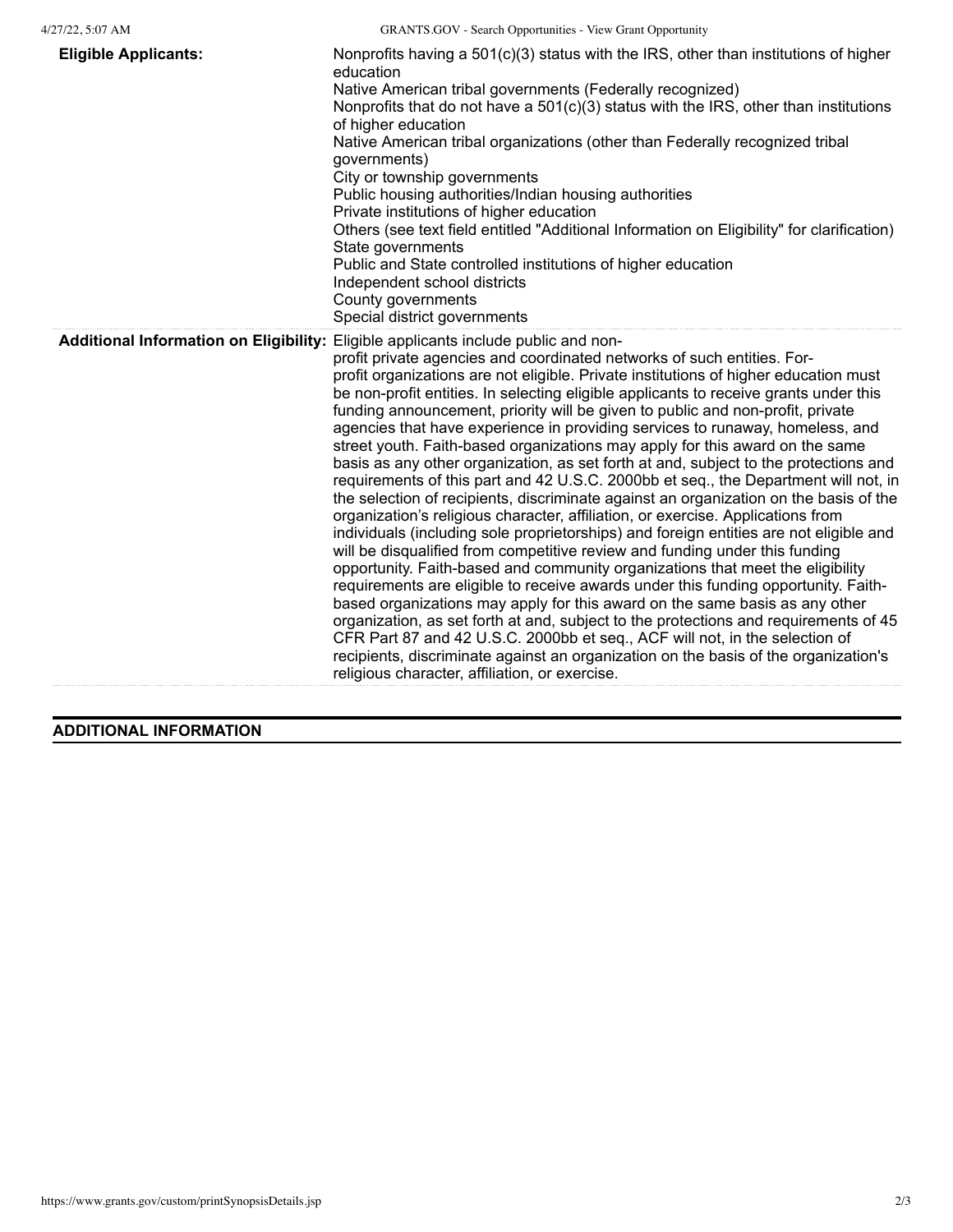| | |
|---|---|
| **Eligible Applicants:** | Nonprofits having a 501(c)(3) status with the IRS, other than institutions of higher education<br>Native American tribal governments (Federally recognized)<br>Nonprofits that do not have a 501(c)(3) status with the IRS, other than institutions of higher education<br>Native American tribal organizations (other than Federally recognized tribal governments)<br>City or township governments<br>Public housing authorities/Indian housing authorities<br>Private institutions of higher education<br>Others (see text field entitled "Additional Information on Eligibility" for clarification)<br>State governments<br>Public and State controlled institutions of higher education<br>Independent school districts<br>County governments<br>Special district governments |
| **Additional Information on Eligibility:** | Eligible applicants include public and non-profit private agencies and coordinated networks of such entities. For-profit organizations are not eligible. Private institutions of higher education must be non-profit entities. In selecting eligible applicants to receive grants under this funding announcement, priority will be given to public and non-profit, private agencies that have experience in providing services to runaway, homeless, and street youth. Faith-based organizations may apply for this award on the same basis as any other organization, as set forth at and, subject to the protections and requirements of this part and 42 U.S.C. 2000bb et seq., the Department will not, in the selection of recipients, discriminate against an organization on the basis of the organization's religious character, affiliation, or exercise. Applications from individuals (including sole proprietorships) and foreign entities are not eligible and will be disqualified from competitive review and funding under this funding opportunity. Faith-based and community organizations that meet the eligibility requirements are eligible to receive awards under this funding opportunity. Faith-based organizations may apply for this award on the same basis as any other organization, as set forth at and, subject to the protections and requirements of 45 CFR Part 87 and 42 U.S.C. 2000bb et seq., ACF will not, in the selection of recipients, discriminate against an organization on the basis of the organization's religious character, affiliation, or exercise. |

## ADDITIONAL INFORMATION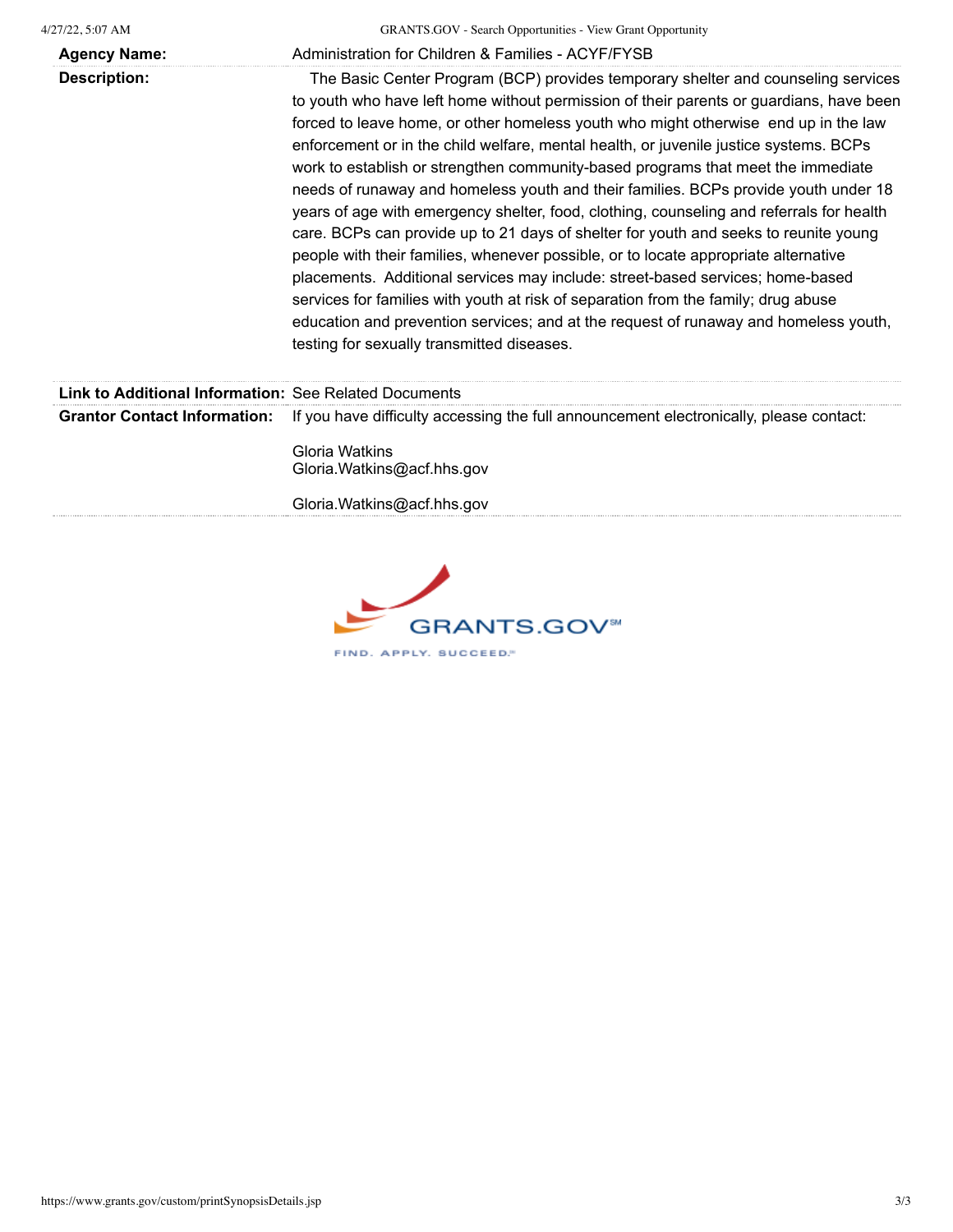| | |
|---|---|
| **Agency Name:** | Administration for Children & Families - ACYF/FYSB |
| **Description:** | The Basic Center Program (BCP) provides temporary shelter and counseling services to youth who have left home without permission of their parents or guardians, have been forced to leave home, or other homeless youth who might otherwise end up in the law enforcement or in the child welfare, mental health, or juvenile justice systems. BCPs work to establish or strengthen community-based programs that meet the immediate needs of runaway and homeless youth and their families. BCPs provide youth under 18 years of age with emergency shelter, food, clothing, counseling and referrals for health care. BCPs can provide up to 21 days of shelter for youth and seeks to reunite young people with their families, whenever possible, or to locate appropriate alternative placements. Additional services may include: street-based services; home-based services for families with youth at risk of separation from the family; drug abuse education and prevention services; and at the request of runaway and homeless youth, testing for sexually transmitted diseases. |
| **Link to Additional Information:** | See Related Documents |
| **Grantor Contact Information:** | If you have difficulty accessing the full announcement electronically, please contact:<br><br>Gloria Watkins<br>Gloria.Watkins@acf.hhs.gov<br><br>Gloria.Watkins@acf.hhs.gov |

GRANTS.GOV℠

FIND. APPLY. SUCCEED.℠